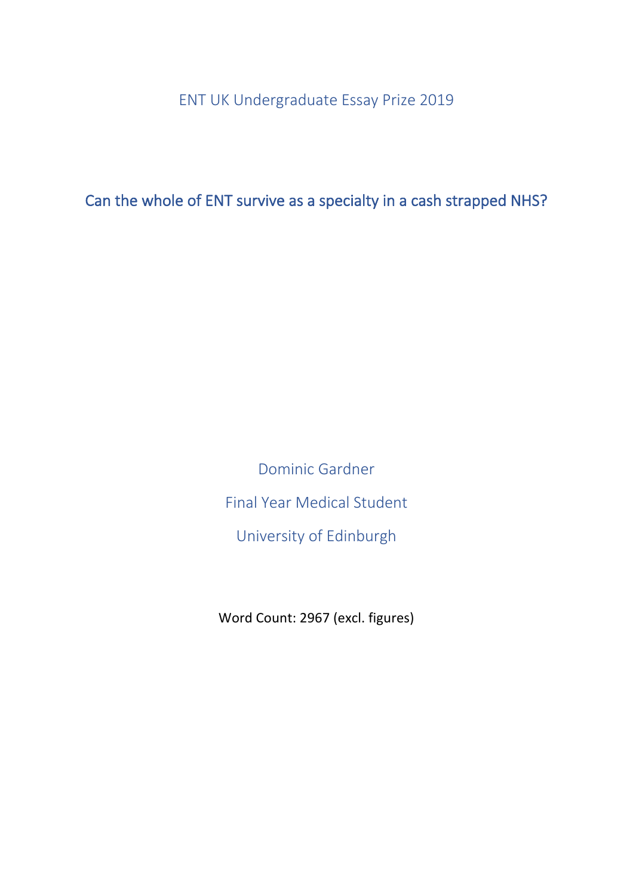ENT UK Undergraduate Essay Prize 2019

# Can the whole of ENT survive as a specialty in a cash strapped NHS?

Dominic Gardner

Final Year Medical Student

University of Edinburgh

Word Count: 2967 (excl. figures)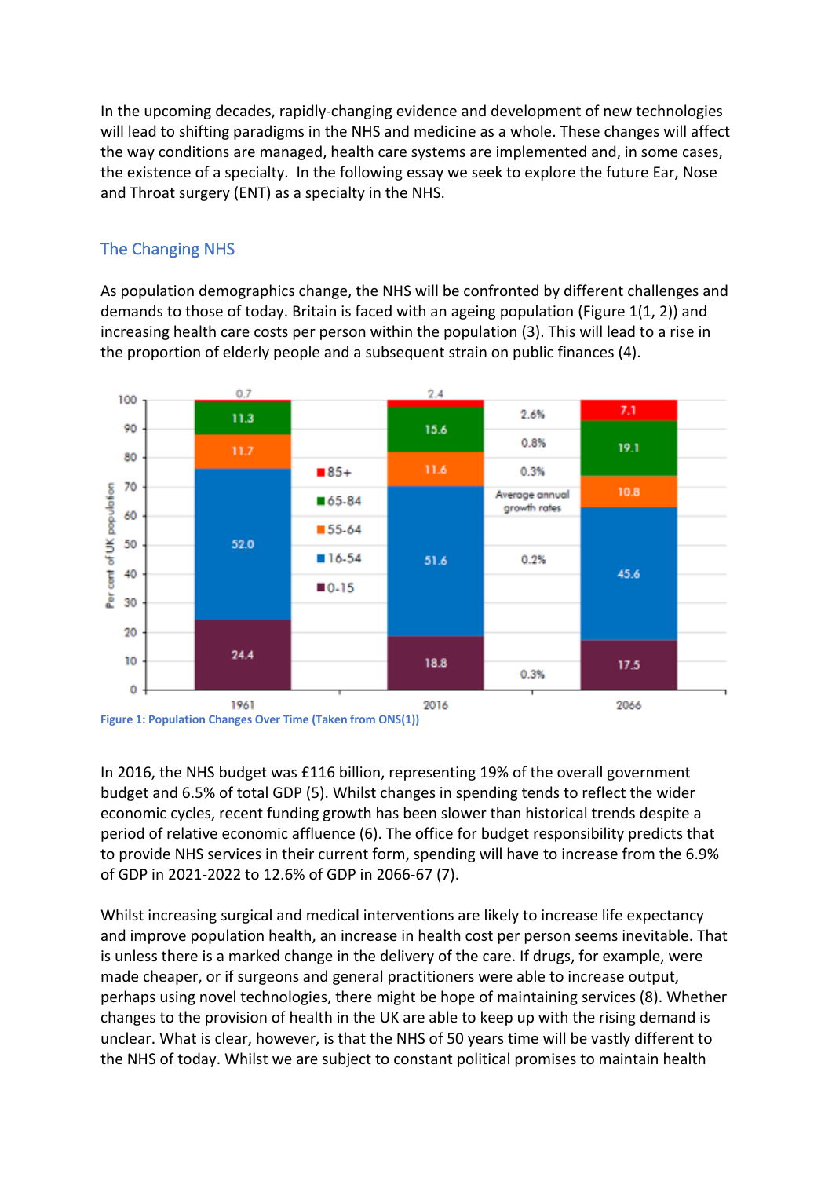In the upcoming decades, rapidly-changing evidence and development of new technologies will lead to shifting paradigms in the NHS and medicine as a whole. These changes will affect the way conditions are managed, health care systems are implemented and, in some cases, the existence of a specialty. In the following essay we seek to explore the future Ear, Nose and Throat surgery (ENT) as a specialty in the NHS.

## The Changing NHS

As population demographics change, the NHS will be confronted by different challenges and demands to those of today. Britain is faced with an ageing population (Figure 1(1, 2)) and increasing health care costs per person within the population (3). This will lead to a rise in the proportion of elderly people and a subsequent strain on public finances (4).

**Figure 1: Population Changes Over Time (Taken from ONS(1))**

In 2016, the NHS budget was £116 billion, representing 19% of the overall government budget and 6.5% of total GDP (5). Whilst changes in spending tends to reflect the wider economic cycles, recent funding growth has been slower than historical trends despite a period of relative economic affluence (6). The office for budget responsibility predicts that to provide NHS services in their current form, spending will have to increase from the 6.9% of GDP in 2021-2022 to 12.6% of GDP in 2066-67 (7).

Whilst increasing surgical and medical interventions are likely to increase life expectancy and improve population health, an increase in health cost per person seems inevitable. That is unless there is a marked change in the delivery of the care. If drugs, for example, were made cheaper, or if surgeons and general practitioners were able to increase output, perhaps using novel technologies, there might be hope of maintaining services (8). Whether changes to the provision of health in the UK are able to keep up with the rising demand is unclear. What is clear, however, is that the NHS of 50 years time will be vastly different to the NHS of today. Whilst we are subject to constant political promises to maintain health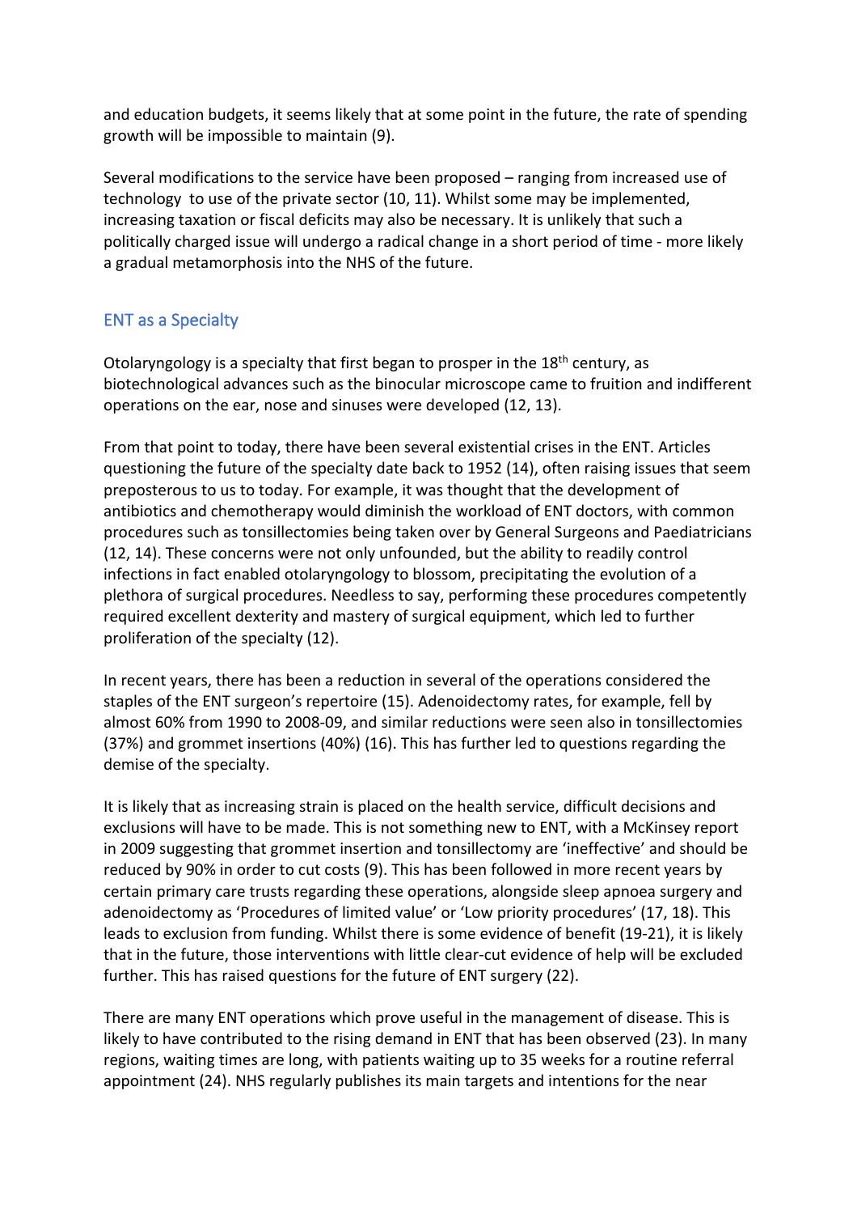and education budgets, it seems likely that at some point in the future, the rate of spending growth will be impossible to maintain (9).

Several modifications to the service have been proposed – ranging from increased use of technology to use of the private sector (10, 11). Whilst some may be implemented, increasing taxation or fiscal deficits may also be necessary. It is unlikely that such a politically charged issue will undergo a radical change in a short period of time - more likely a gradual metamorphosis into the NHS of the future.

## ENT as a Specialty

Otolaryngology is a specialty that first began to prosper in the 18th century, as biotechnological advances such as the binocular microscope came to fruition and indifferent operations on the ear, nose and sinuses were developed (12, 13).

From that point to today, there have been several existential crises in the ENT. Articles questioning the future of the specialty date back to 1952 (14), often raising issues that seem preposterous to us to today. For example, it was thought that the development of antibiotics and chemotherapy would diminish the workload of ENT doctors, with common procedures such as tonsillectomies being taken over by General Surgeons and Paediatricians (12, 14). These concerns were not only unfounded, but the ability to readily control infections in fact enabled otolaryngology to blossom, precipitating the evolution of a plethora of surgical procedures. Needless to say, performing these procedures competently required excellent dexterity and mastery of surgical equipment, which led to further proliferation of the specialty (12).

In recent years, there has been a reduction in several of the operations considered the staples of the ENT surgeon's repertoire (15). Adenoidectomy rates, for example, fell by almost 60% from 1990 to 2008-09, and similar reductions were seen also in tonsillectomies (37%) and grommet insertions (40%) (16). This has further led to questions regarding the demise of the specialty.

It is likely that as increasing strain is placed on the health service, difficult decisions and exclusions will have to be made. This is not something new to ENT, with a McKinsey report in 2009 suggesting that grommet insertion and tonsillectomy are 'ineffective' and should be reduced by 90% in order to cut costs (9). This has been followed in more recent years by certain primary care trusts regarding these operations, alongside sleep apnoea surgery and adenoidectomy as 'Procedures of limited value' or 'Low priority procedures' (17, 18). This leads to exclusion from funding. Whilst there is some evidence of benefit (19-21), it is likely that in the future, those interventions with little clear-cut evidence of help will be excluded further. This has raised questions for the future of ENT surgery (22).

There are many ENT operations which prove useful in the management of disease. This is likely to have contributed to the rising demand in ENT that has been observed (23). In many regions, waiting times are long, with patients waiting up to 35 weeks for a routine referral appointment (24). NHS regularly publishes its main targets and intentions for the near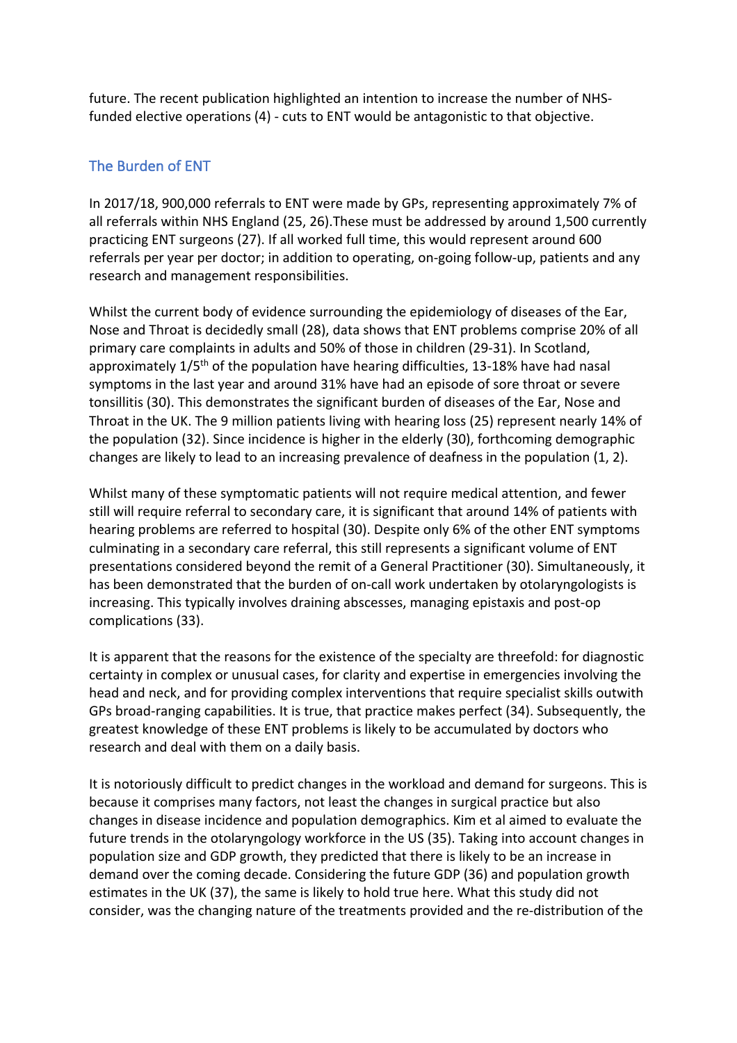future. The recent publication highlighted an intention to increase the number of NHS-funded elective operations (4) - cuts to ENT would be antagonistic to that objective.

## The Burden of ENT

In 2017/18, 900,000 referrals to ENT were made by GPs, representing approximately 7% of all referrals within NHS England (25, 26).These must be addressed by around 1,500 currently practicing ENT surgeons (27). If all worked full time, this would represent around 600 referrals per year per doctor; in addition to operating, on-going follow-up, patients and any research and management responsibilities.

Whilst the current body of evidence surrounding the epidemiology of diseases of the Ear, Nose and Throat is decidedly small (28), data shows that ENT problems comprise 20% of all primary care complaints in adults and 50% of those in children (29-31). In Scotland, approximately 1/5th of the population have hearing difficulties, 13-18% have had nasal symptoms in the last year and around 31% have had an episode of sore throat or severe tonsillitis (30). This demonstrates the significant burden of diseases of the Ear, Nose and Throat in the UK. The 9 million patients living with hearing loss (25) represent nearly 14% of the population (32). Since incidence is higher in the elderly (30), forthcoming demographic changes are likely to lead to an increasing prevalence of deafness in the population (1, 2).

Whilst many of these symptomatic patients will not require medical attention, and fewer still will require referral to secondary care, it is significant that around 14% of patients with hearing problems are referred to hospital (30). Despite only 6% of the other ENT symptoms culminating in a secondary care referral, this still represents a significant volume of ENT presentations considered beyond the remit of a General Practitioner (30). Simultaneously, it has been demonstrated that the burden of on-call work undertaken by otolaryngologists is increasing. This typically involves draining abscesses, managing epistaxis and post-op complications (33).

It is apparent that the reasons for the existence of the specialty are threefold: for diagnostic certainty in complex or unusual cases, for clarity and expertise in emergencies involving the head and neck, and for providing complex interventions that require specialist skills outwith GPs broad-ranging capabilities. It is true, that practice makes perfect (34). Subsequently, the greatest knowledge of these ENT problems is likely to be accumulated by doctors who research and deal with them on a daily basis.

It is notoriously difficult to predict changes in the workload and demand for surgeons. This is because it comprises many factors, not least the changes in surgical practice but also changes in disease incidence and population demographics. Kim et al aimed to evaluate the future trends in the otolaryngology workforce in the US (35). Taking into account changes in population size and GDP growth, they predicted that there is likely to be an increase in demand over the coming decade. Considering the future GDP (36) and population growth estimates in the UK (37), the same is likely to hold true here. What this study did not consider, was the changing nature of the treatments provided and the re-distribution of the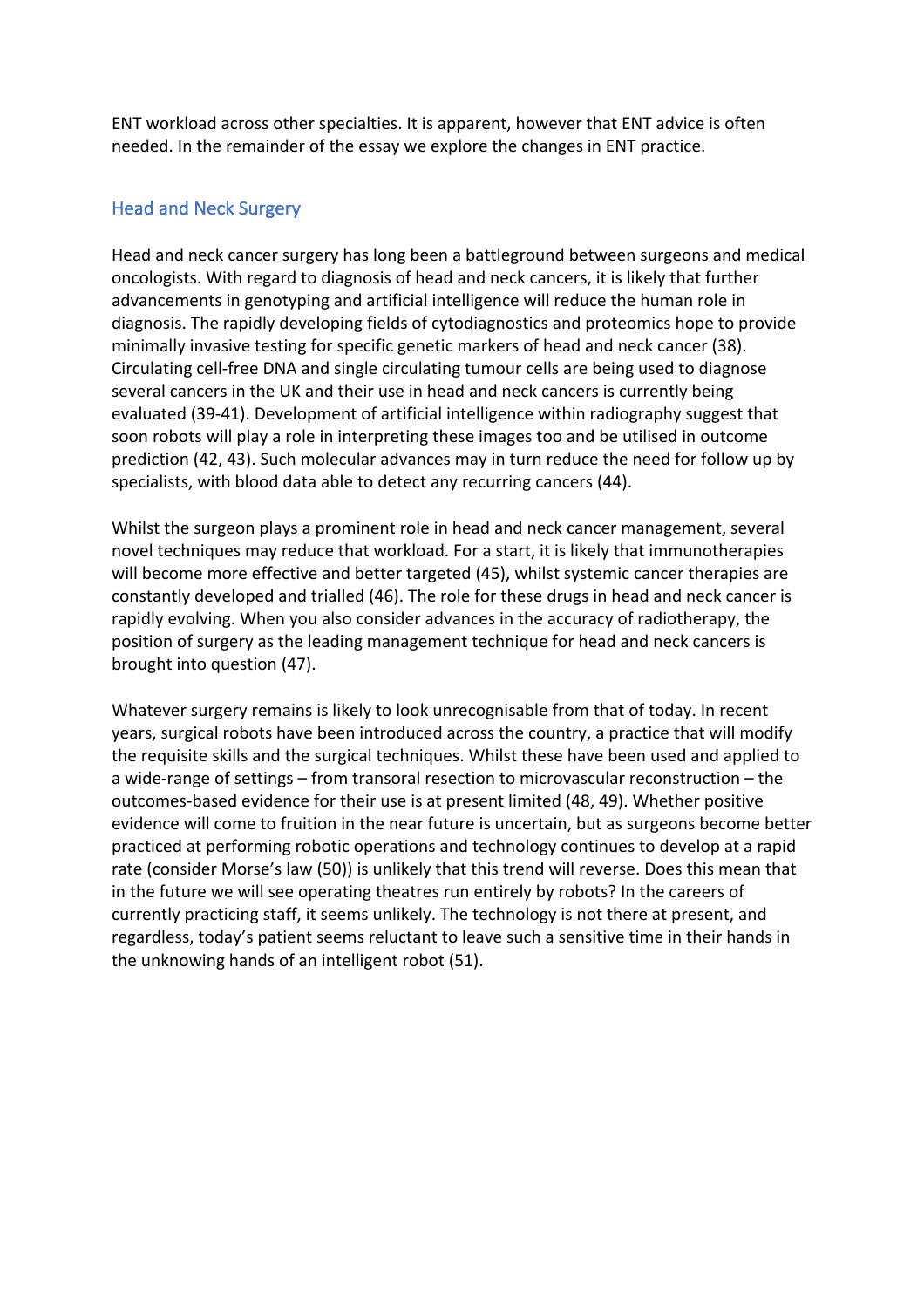ENT workload across other specialties. It is apparent, however that ENT advice is often needed. In the remainder of the essay we explore the changes in ENT practice.

## Head and Neck Surgery

Head and neck cancer surgery has long been a battleground between surgeons and medical oncologists. With regard to diagnosis of head and neck cancers, it is likely that further advancements in genotyping and artificial intelligence will reduce the human role in diagnosis. The rapidly developing fields of cytodiagnostics and proteomics hope to provide minimally invasive testing for specific genetic markers of head and neck cancer (38). Circulating cell-free DNA and single circulating tumour cells are being used to diagnose several cancers in the UK and their use in head and neck cancers is currently being evaluated (39-41). Development of artificial intelligence within radiography suggest that soon robots will play a role in interpreting these images too and be utilised in outcome prediction (42, 43). Such molecular advances may in turn reduce the need for follow up by specialists, with blood data able to detect any recurring cancers (44).

Whilst the surgeon plays a prominent role in head and neck cancer management, several novel techniques may reduce that workload. For a start, it is likely that immunotherapies will become more effective and better targeted (45), whilst systemic cancer therapies are constantly developed and trialled (46). The role for these drugs in head and neck cancer is rapidly evolving. When you also consider advances in the accuracy of radiotherapy, the position of surgery as the leading management technique for head and neck cancers is brought into question (47).

Whatever surgery remains is likely to look unrecognisable from that of today. In recent years, surgical robots have been introduced across the country, a practice that will modify the requisite skills and the surgical techniques. Whilst these have been used and applied to a wide-range of settings – from transoral resection to microvascular reconstruction – the outcomes-based evidence for their use is at present limited (48, 49). Whether positive evidence will come to fruition in the near future is uncertain, but as surgeons become better practiced at performing robotic operations and technology continues to develop at a rapid rate (consider Morse's law (50)) is unlikely that this trend will reverse. Does this mean that in the future we will see operating theatres run entirely by robots? In the careers of currently practicing staff, it seems unlikely. The technology is not there at present, and regardless, today's patient seems reluctant to leave such a sensitive time in their hands in the unknowing hands of an intelligent robot (51).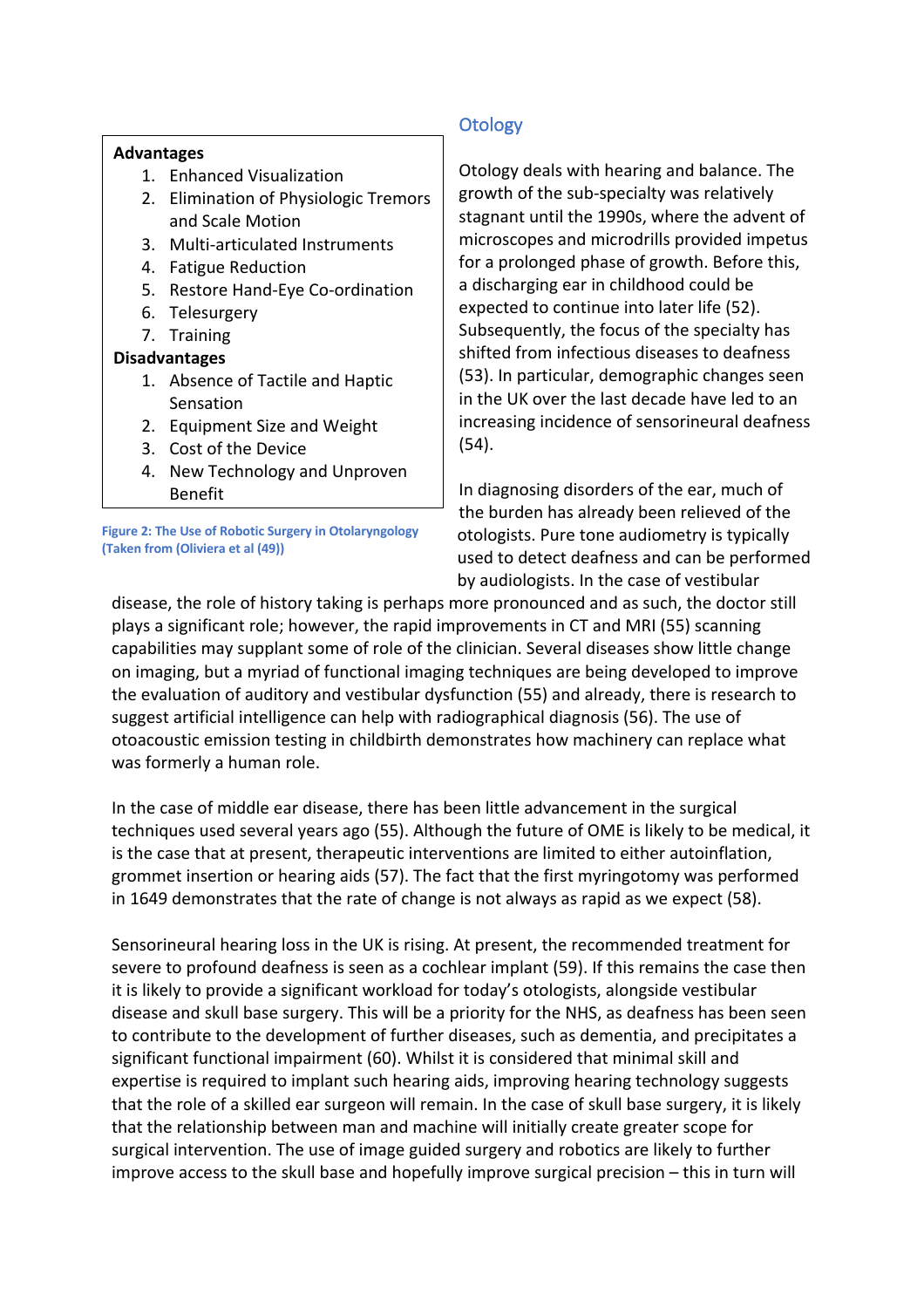**Advantages**

1. Enhanced Visualization
2. Elimination of Physiologic Tremors and Scale Motion
3. Multi-articulated Instruments
4. Fatigue Reduction
5. Restore Hand-Eye Co-ordination
6. Telesurgery
7. Training

**Disadvantages**

1. Absence of Tactile and Haptic Sensation
2. Equipment Size and Weight
3. Cost of the Device
4. New Technology and Unproven Benefit

Figure 2: The Use of Robotic Surgery in Otolaryngology (Taken from (Oliviera et al (49))

## Otology

Otology deals with hearing and balance. The growth of the sub-specialty was relatively stagnant until the 1990s, where the advent of microscopes and microdrills provided impetus for a prolonged phase of growth. Before this, a discharging ear in childhood could be expected to continue into later life (52). Subsequently, the focus of the specialty has shifted from infectious diseases to deafness (53). In particular, demographic changes seen in the UK over the last decade have led to an increasing incidence of sensorineural deafness (54).

In diagnosing disorders of the ear, much of the burden has already been relieved of the otologists. Pure tone audiometry is typically used to detect deafness and can be performed by audiologists. In the case of vestibular disease, the role of history taking is perhaps more pronounced and as such, the doctor still plays a significant role; however, the rapid improvements in CT and MRI (55) scanning capabilities may supplant some of role of the clinician. Several diseases show little change on imaging, but a myriad of functional imaging techniques are being developed to improve the evaluation of auditory and vestibular dysfunction (55) and already, there is research to suggest artificial intelligence can help with radiographical diagnosis (56). The use of otoacoustic emission testing in childbirth demonstrates how machinery can replace what was formerly a human role.

In the case of middle ear disease, there has been little advancement in the surgical techniques used several years ago (55). Although the future of OME is likely to be medical, it is the case that at present, therapeutic interventions are limited to either autoinflation, grommet insertion or hearing aids (57). The fact that the first myringotomy was performed in 1649 demonstrates that the rate of change is not always as rapid as we expect (58).

Sensorineural hearing loss in the UK is rising. At present, the recommended treatment for severe to profound deafness is seen as a cochlear implant (59). If this remains the case then it is likely to provide a significant workload for today's otologists, alongside vestibular disease and skull base surgery. This will be a priority for the NHS, as deafness has been seen to contribute to the development of further diseases, such as dementia, and precipitates a significant functional impairment (60). Whilst it is considered that minimal skill and expertise is required to implant such hearing aids, improving hearing technology suggests that the role of a skilled ear surgeon will remain. In the case of skull base surgery, it is likely that the relationship between man and machine will initially create greater scope for surgical intervention. The use of image guided surgery and robotics are likely to further improve access to the skull base and hopefully improve surgical precision – this in turn will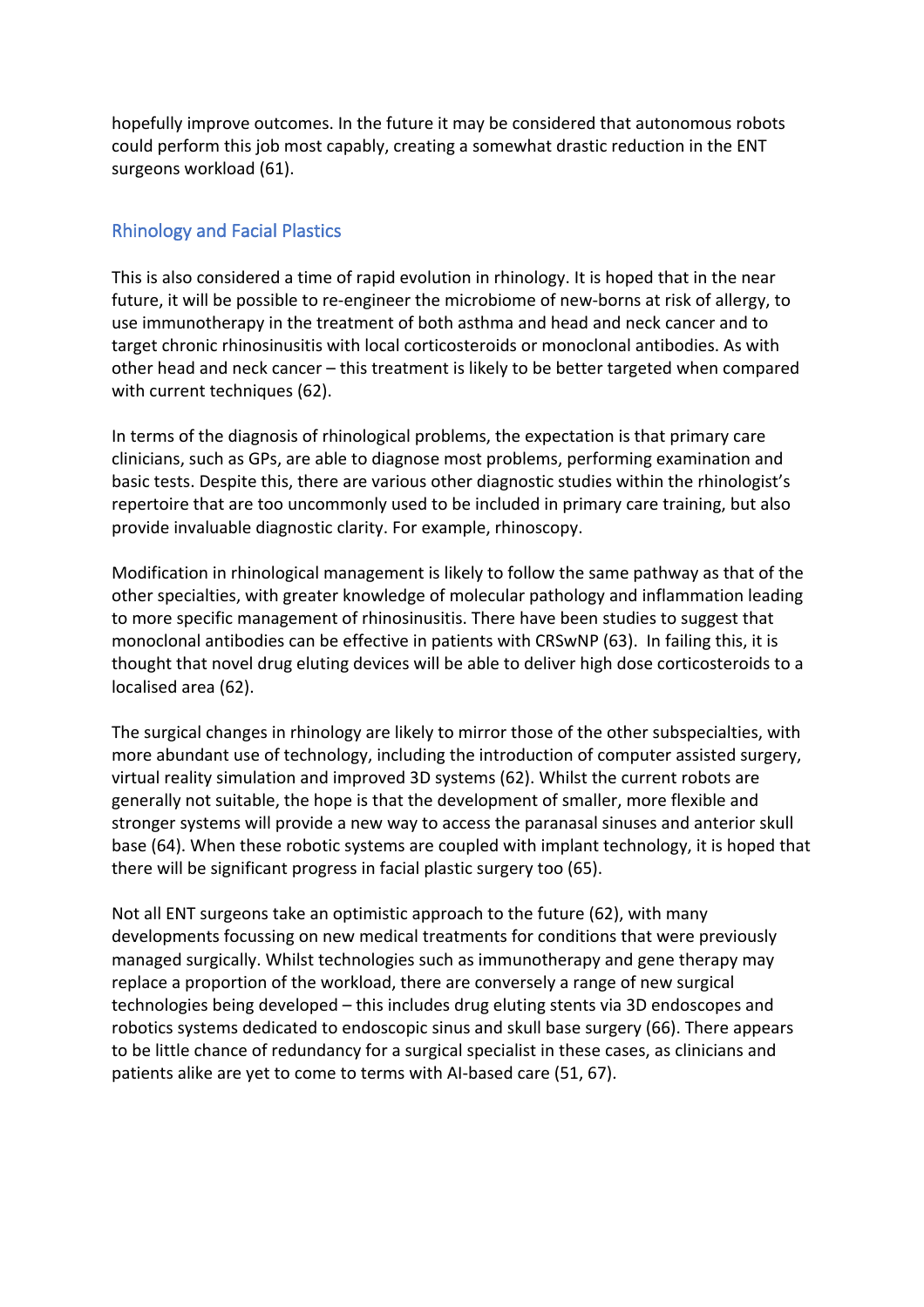hopefully improve outcomes. In the future it may be considered that autonomous robots could perform this job most capably, creating a somewhat drastic reduction in the ENT surgeons workload (61).

## Rhinology and Facial Plastics

This is also considered a time of rapid evolution in rhinology. It is hoped that in the near future, it will be possible to re-engineer the microbiome of new-borns at risk of allergy, to use immunotherapy in the treatment of both asthma and head and neck cancer and to target chronic rhinosinusitis with local corticosteroids or monoclonal antibodies. As with other head and neck cancer – this treatment is likely to be better targeted when compared with current techniques (62).

In terms of the diagnosis of rhinological problems, the expectation is that primary care clinicians, such as GPs, are able to diagnose most problems, performing examination and basic tests. Despite this, there are various other diagnostic studies within the rhinologist's repertoire that are too uncommonly used to be included in primary care training, but also provide invaluable diagnostic clarity. For example, rhinoscopy.

Modification in rhinological management is likely to follow the same pathway as that of the other specialties, with greater knowledge of molecular pathology and inflammation leading to more specific management of rhinosinusitis. There have been studies to suggest that monoclonal antibodies can be effective in patients with CRSwNP (63). In failing this, it is thought that novel drug eluting devices will be able to deliver high dose corticosteroids to a localised area (62).

The surgical changes in rhinology are likely to mirror those of the other subspecialties, with more abundant use of technology, including the introduction of computer assisted surgery, virtual reality simulation and improved 3D systems (62). Whilst the current robots are generally not suitable, the hope is that the development of smaller, more flexible and stronger systems will provide a new way to access the paranasal sinuses and anterior skull base (64). When these robotic systems are coupled with implant technology, it is hoped that there will be significant progress in facial plastic surgery too (65).

Not all ENT surgeons take an optimistic approach to the future (62), with many developments focussing on new medical treatments for conditions that were previously managed surgically. Whilst technologies such as immunotherapy and gene therapy may replace a proportion of the workload, there are conversely a range of new surgical technologies being developed – this includes drug eluting stents via 3D endoscopes and robotics systems dedicated to endoscopic sinus and skull base surgery (66). There appears to be little chance of redundancy for a surgical specialist in these cases, as clinicians and patients alike are yet to come to terms with AI-based care (51, 67).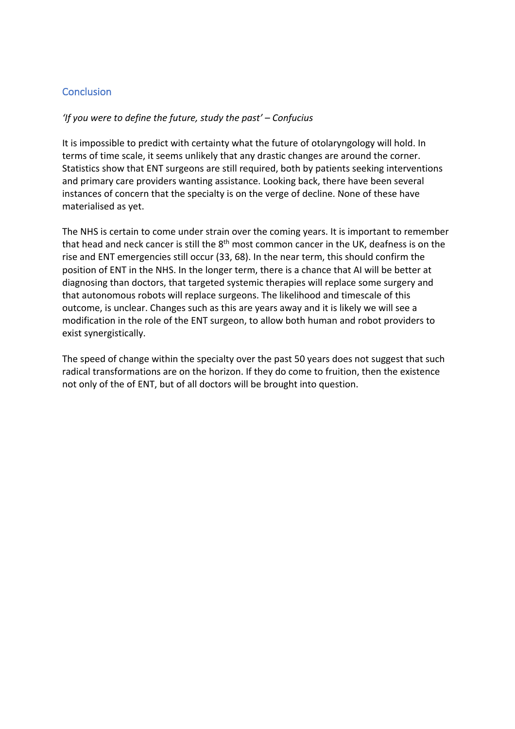## Conclusion

*'If you were to define the future, study the past' – Confucius*

It is impossible to predict with certainty what the future of otolaryngology will hold. In terms of time scale, it seems unlikely that any drastic changes are around the corner. Statistics show that ENT surgeons are still required, both by patients seeking interventions and primary care providers wanting assistance. Looking back, there have been several instances of concern that the specialty is on the verge of decline. None of these have materialised as yet.

The NHS is certain to come under strain over the coming years. It is important to remember that head and neck cancer is still the 8th most common cancer in the UK, deafness is on the rise and ENT emergencies still occur (33, 68). In the near term, this should confirm the position of ENT in the NHS. In the longer term, there is a chance that AI will be better at diagnosing than doctors, that targeted systemic therapies will replace some surgery and that autonomous robots will replace surgeons. The likelihood and timescale of this outcome, is unclear. Changes such as this are years away and it is likely we will see a modification in the role of the ENT surgeon, to allow both human and robot providers to exist synergistically.

The speed of change within the specialty over the past 50 years does not suggest that such radical transformations are on the horizon. If they do come to fruition, then the existence not only of the of ENT, but of all doctors will be brought into question.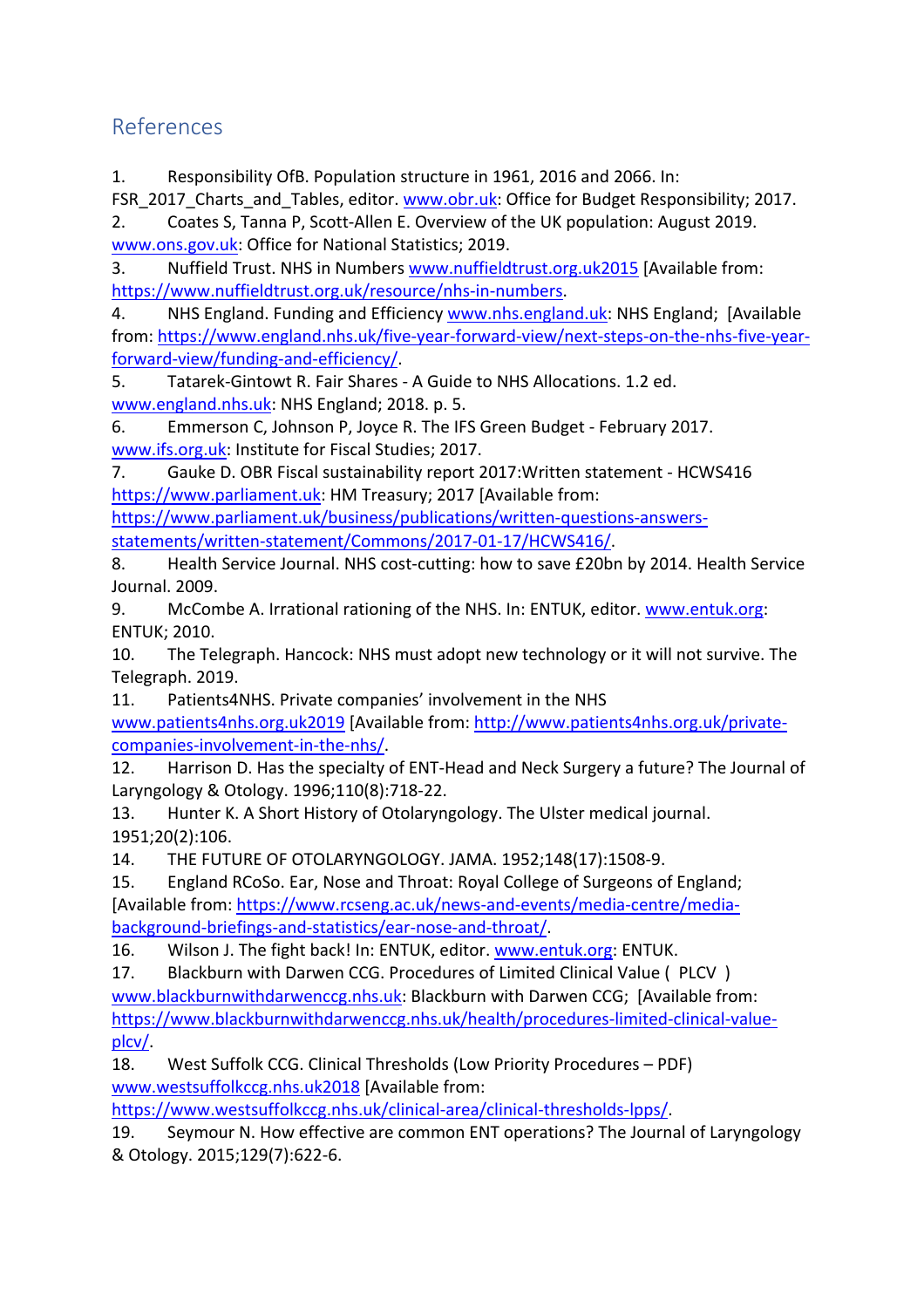## References

1. Responsibility OfB. Population structure in 1961, 2016 and 2066. In: FSR_2017_Charts_and_Tables, editor. www.obr.uk: Office for Budget Responsibility; 2017.
2. Coates S, Tanna P, Scott-Allen E. Overview of the UK population: August 2019. www.ons.gov.uk: Office for National Statistics; 2019.
3. Nuffield Trust. NHS in Numbers www.nuffieldtrust.org.uk2015 [Available from: https://www.nuffieldtrust.org.uk/resource/nhs-in-numbers.
4. NHS England. Funding and Efficiency www.nhs.england.uk: NHS England; [Available from: https://www.england.nhs.uk/five-year-forward-view/next-steps-on-the-nhs-five-year-forward-view/funding-and-efficiency/.
5. Tatarek-Gintowt R. Fair Shares - A Guide to NHS Allocations. 1.2 ed. www.england.nhs.uk: NHS England; 2018. p. 5.
6. Emmerson C, Johnson P, Joyce R. The IFS Green Budget - February 2017. www.ifs.org.uk: Institute for Fiscal Studies; 2017.
7. Gauke D. OBR Fiscal sustainability report 2017:Written statement - HCWS416 https://www.parliament.uk: HM Treasury; 2017 [Available from: https://www.parliament.uk/business/publications/written-questions-answers-statements/written-statement/Commons/2017-01-17/HCWS416/.
8. Health Service Journal. NHS cost-cutting: how to save £20bn by 2014. Health Service Journal. 2009.
9. McCombe A. Irrational rationing of the NHS. In: ENTUK, editor. www.entuk.org: ENTUK; 2010.
10. The Telegraph. Hancock: NHS must adopt new technology or it will not survive. The Telegraph. 2019.
11. Patients4NHS. Private companies' involvement in the NHS www.patients4nhs.org.uk2019 [Available from: http://www.patients4nhs.org.uk/private-companies-involvement-in-the-nhs/.
12. Harrison D. Has the specialty of ENT-Head and Neck Surgery a future? The Journal of Laryngology & Otology. 1996;110(8):718-22.
13. Hunter K. A Short History of Otolaryngology. The Ulster medical journal. 1951;20(2):106.
14. THE FUTURE OF OTOLARYNGOLOGY. JAMA. 1952;148(17):1508-9.
15. England RCoSo. Ear, Nose and Throat: Royal College of Surgeons of England; [Available from: https://www.rcseng.ac.uk/news-and-events/media-centre/media-background-briefings-and-statistics/ear-nose-and-throat/.
16. Wilson J. The fight back! In: ENTUK, editor. www.entuk.org: ENTUK.
17. Blackburn with Darwen CCG. Procedures of Limited Clinical Value ( PLCV ) www.blackburnwithdarwenccg.nhs.uk: Blackburn with Darwen CCG; [Available from: https://www.blackburnwithdarwenccg.nhs.uk/health/procedures-limited-clinical-value-plcv/.
18. West Suffolk CCG. Clinical Thresholds (Low Priority Procedures – PDF) www.westsuffolkccg.nhs.uk2018 [Available from: https://www.westsuffolkccg.nhs.uk/clinical-area/clinical-thresholds-lpps/.
19. Seymour N. How effective are common ENT operations? The Journal of Laryngology & Otology. 2015;129(7):622-6.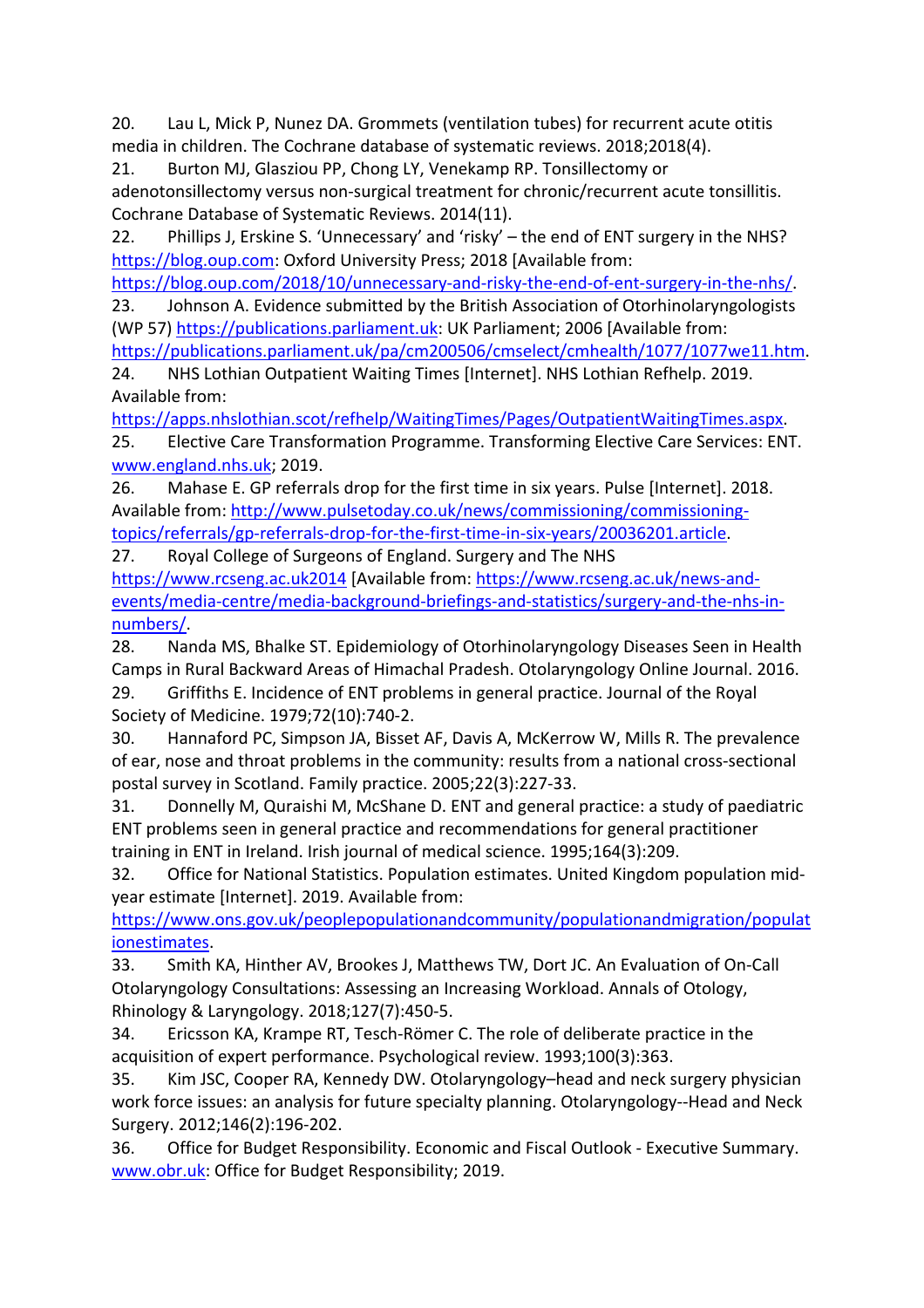20. Lau L, Mick P, Nunez DA. Grommets (ventilation tubes) for recurrent acute otitis media in children. The Cochrane database of systematic reviews. 2018;2018(4).
21. Burton MJ, Glasziou PP, Chong LY, Venekamp RP. Tonsillectomy or adenotonsillectomy versus non-surgical treatment for chronic/recurrent acute tonsillitis. Cochrane Database of Systematic Reviews. 2014(11).
22. Phillips J, Erskine S. 'Unnecessary' and 'risky' – the end of ENT surgery in the NHS? https://blog.oup.com: Oxford University Press; 2018 [Available from: https://blog.oup.com/2018/10/unnecessary-and-risky-the-end-of-ent-surgery-in-the-nhs/.
23. Johnson A. Evidence submitted by the British Association of Otorhinolaryngologists (WP 57) https://publications.parliament.uk: UK Parliament; 2006 [Available from: https://publications.parliament.uk/pa/cm200506/cmselect/cmhealth/1077/1077we11.htm.
24. NHS Lothian Outpatient Waiting Times [Internet]. NHS Lothian Refhelp. 2019. Available from: https://apps.nhslothian.scot/refhelp/WaitingTimes/Pages/OutpatientWaitingTimes.aspx.
25. Elective Care Transformation Programme. Transforming Elective Care Services: ENT. www.england.nhs.uk; 2019.
26. Mahase E. GP referrals drop for the first time in six years. Pulse [Internet]. 2018. Available from: http://www.pulsetoday.co.uk/news/commissioning/commissioning-topics/referrals/gp-referrals-drop-for-the-first-time-in-six-years/20036201.article.
27. Royal College of Surgeons of England. Surgery and The NHS https://www.rcseng.ac.uk2014 [Available from: https://www.rcseng.ac.uk/news-and-events/media-centre/media-background-briefings-and-statistics/surgery-and-the-nhs-in-numbers/.
28. Nanda MS, Bhalke ST. Epidemiology of Otorhinolaryngology Diseases Seen in Health Camps in Rural Backward Areas of Himachal Pradesh. Otolaryngology Online Journal. 2016.
29. Griffiths E. Incidence of ENT problems in general practice. Journal of the Royal Society of Medicine. 1979;72(10):740-2.
30. Hannaford PC, Simpson JA, Bisset AF, Davis A, McKerrow W, Mills R. The prevalence of ear, nose and throat problems in the community: results from a national cross-sectional postal survey in Scotland. Family practice. 2005;22(3):227-33.
31. Donnelly M, Quraishi M, McShane D. ENT and general practice: a study of paediatric ENT problems seen in general practice and recommendations for general practitioner training in ENT in Ireland. Irish journal of medical science. 1995;164(3):209.
32. Office for National Statistics. Population estimates. United Kingdom population mid-year estimate [Internet]. 2019. Available from: https://www.ons.gov.uk/peoplepopulationandcommunity/populationandmigration/populationestimates.
33. Smith KA, Hinther AV, Brookes J, Matthews TW, Dort JC. An Evaluation of On-Call Otolaryngology Consultations: Assessing an Increasing Workload. Annals of Otology, Rhinology & Laryngology. 2018;127(7):450-5.
34. Ericsson KA, Krampe RT, Tesch-Römer C. The role of deliberate practice in the acquisition of expert performance. Psychological review. 1993;100(3):363.
35. Kim JSC, Cooper RA, Kennedy DW. Otolaryngology–head and neck surgery physician work force issues: an analysis for future specialty planning. Otolaryngology--Head and Neck Surgery. 2012;146(2):196-202.
36. Office for Budget Responsibility. Economic and Fiscal Outlook - Executive Summary. www.obr.uk: Office for Budget Responsibility; 2019.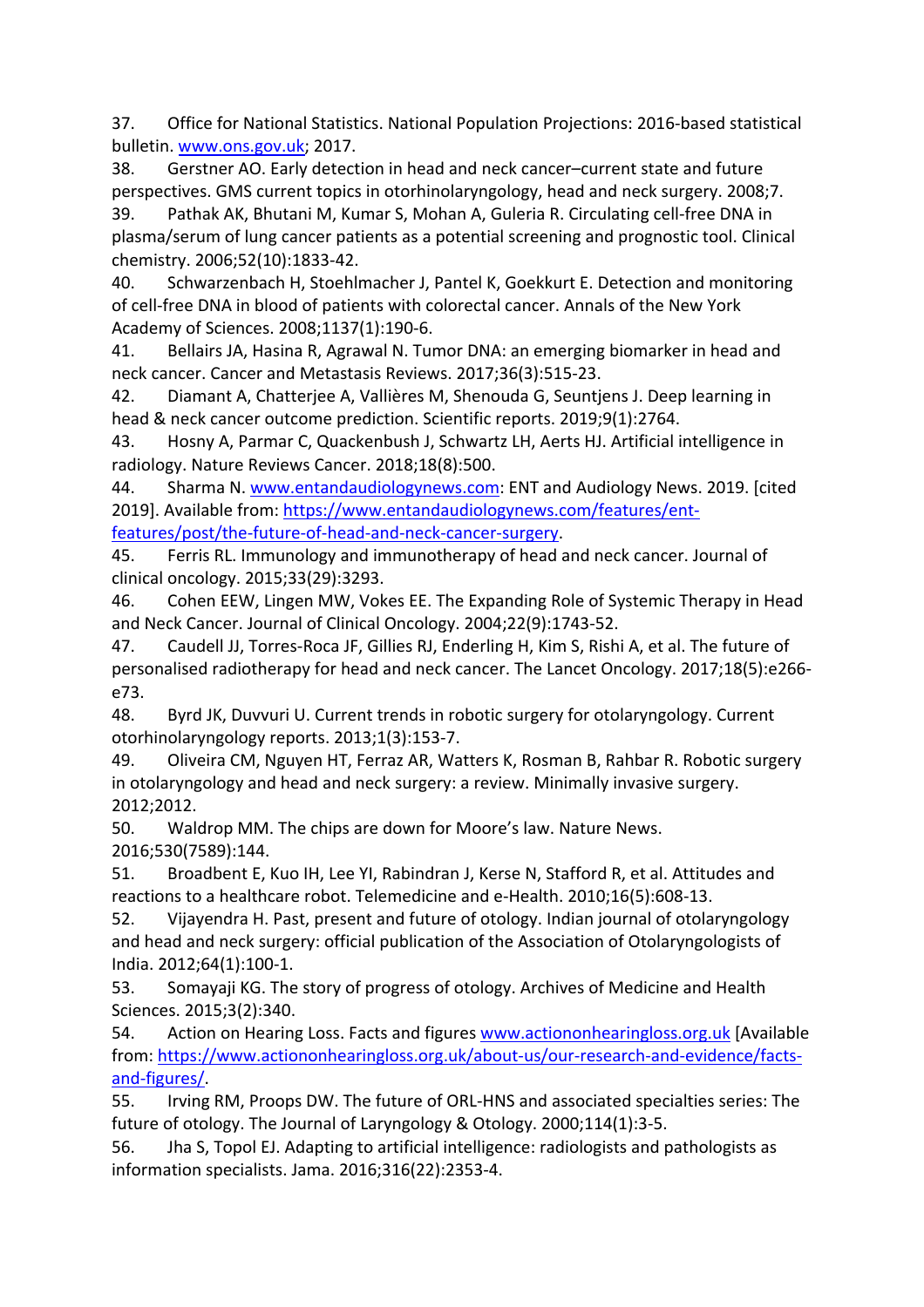37. Office for National Statistics. National Population Projections: 2016-based statistical bulletin. www.ons.gov.uk; 2017.

38. Gerstner AO. Early detection in head and neck cancer–current state and future perspectives. GMS current topics in otorhinolaryngology, head and neck surgery. 2008;7.

39. Pathak AK, Bhutani M, Kumar S, Mohan A, Guleria R. Circulating cell-free DNA in plasma/serum of lung cancer patients as a potential screening and prognostic tool. Clinical chemistry. 2006;52(10):1833-42.

40. Schwarzenbach H, Stoehlmacher J, Pantel K, Goekkurt E. Detection and monitoring of cell-free DNA in blood of patients with colorectal cancer. Annals of the New York Academy of Sciences. 2008;1137(1):190-6.

41. Bellairs JA, Hasina R, Agrawal N. Tumor DNA: an emerging biomarker in head and neck cancer. Cancer and Metastasis Reviews. 2017;36(3):515-23.

42. Diamant A, Chatterjee A, Vallières M, Shenouda G, Seuntjens J. Deep learning in head & neck cancer outcome prediction. Scientific reports. 2019;9(1):2764.

43. Hosny A, Parmar C, Quackenbush J, Schwartz LH, Aerts HJ. Artificial intelligence in radiology. Nature Reviews Cancer. 2018;18(8):500.

44. Sharma N. www.entandaudiologynews.com: ENT and Audiology News. 2019. [cited 2019]. Available from: https://www.entandaudiologynews.com/features/ent-features/post/the-future-of-head-and-neck-cancer-surgery.

45. Ferris RL. Immunology and immunotherapy of head and neck cancer. Journal of clinical oncology. 2015;33(29):3293.

46. Cohen EEW, Lingen MW, Vokes EE. The Expanding Role of Systemic Therapy in Head and Neck Cancer. Journal of Clinical Oncology. 2004;22(9):1743-52.

47. Caudell JJ, Torres-Roca JF, Gillies RJ, Enderling H, Kim S, Rishi A, et al. The future of personalised radiotherapy for head and neck cancer. The Lancet Oncology. 2017;18(5):e266-e73.

48. Byrd JK, Duvvuri U. Current trends in robotic surgery for otolaryngology. Current otorhinolaryngology reports. 2013;1(3):153-7.

49. Oliveira CM, Nguyen HT, Ferraz AR, Watters K, Rosman B, Rahbar R. Robotic surgery in otolaryngology and head and neck surgery: a review. Minimally invasive surgery. 2012;2012.

50. Waldrop MM. The chips are down for Moore's law. Nature News. 2016;530(7589):144.

51. Broadbent E, Kuo IH, Lee YI, Rabindran J, Kerse N, Stafford R, et al. Attitudes and reactions to a healthcare robot. Telemedicine and e-Health. 2010;16(5):608-13.

52. Vijayendra H. Past, present and future of otology. Indian journal of otolaryngology and head and neck surgery: official publication of the Association of Otolaryngologists of India. 2012;64(1):100-1.

53. Somayaji KG. The story of progress of otology. Archives of Medicine and Health Sciences. 2015;3(2):340.

54. Action on Hearing Loss. Facts and figures www.actiononhearingloss.org.uk [Available from: https://www.actiononhearingloss.org.uk/about-us/our-research-and-evidence/facts-and-figures/.

55. Irving RM, Proops DW. The future of ORL-HNS and associated specialties series: The future of otology. The Journal of Laryngology & Otology. 2000;114(1):3-5.

56. Jha S, Topol EJ. Adapting to artificial intelligence: radiologists and pathologists as information specialists. Jama. 2016;316(22):2353-4.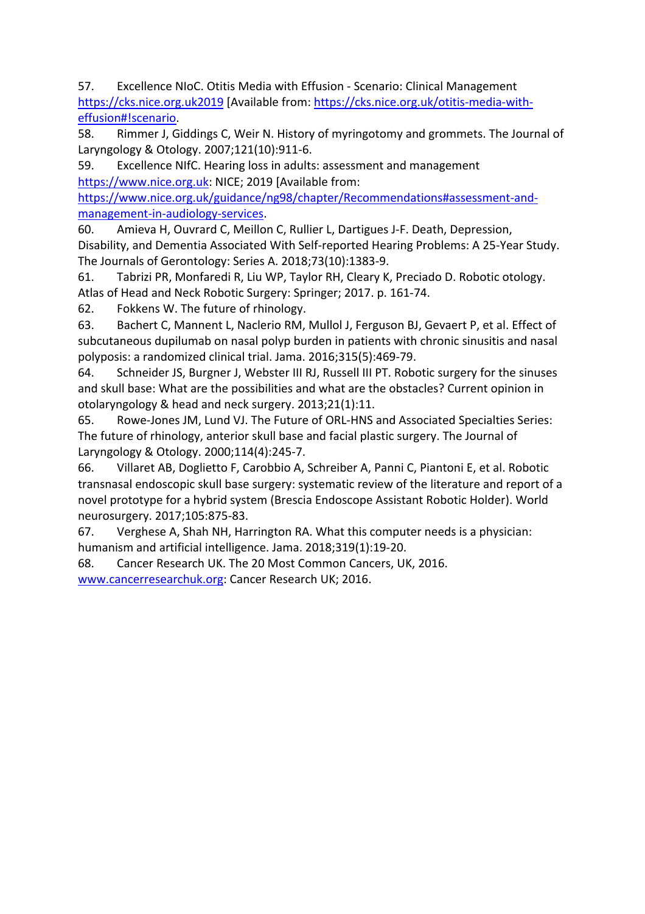57. Excellence NIoC. Otitis Media with Effusion - Scenario: Clinical Management https://cks.nice.org.uk2019 [Available from: https://cks.nice.org.uk/otitis-media-with-effusion#!scenario.

58. Rimmer J, Giddings C, Weir N. History of myringotomy and grommets. The Journal of Laryngology & Otology. 2007;121(10):911-6.

59. Excellence NIfC. Hearing loss in adults: assessment and management https://www.nice.org.uk: NICE; 2019 [Available from: https://www.nice.org.uk/guidance/ng98/chapter/Recommendations#assessment-and-management-in-audiology-services.

60. Amieva H, Ouvrard C, Meillon C, Rullier L, Dartigues J-F. Death, Depression, Disability, and Dementia Associated With Self-reported Hearing Problems: A 25-Year Study. The Journals of Gerontology: Series A. 2018;73(10):1383-9.

61. Tabrizi PR, Monfaredi R, Liu WP, Taylor RH, Cleary K, Preciado D. Robotic otology. Atlas of Head and Neck Robotic Surgery: Springer; 2017. p. 161-74.

62. Fokkens W. The future of rhinology.

63. Bachert C, Mannent L, Naclerio RM, Mullol J, Ferguson BJ, Gevaert P, et al. Effect of subcutaneous dupilumab on nasal polyp burden in patients with chronic sinusitis and nasal polyposis: a randomized clinical trial. Jama. 2016;315(5):469-79.

64. Schneider JS, Burgner J, Webster III RJ, Russell III PT. Robotic surgery for the sinuses and skull base: What are the possibilities and what are the obstacles? Current opinion in otolaryngology & head and neck surgery. 2013;21(1):11.

65. Rowe-Jones JM, Lund VJ. The Future of ORL-HNS and Associated Specialties Series: The future of rhinology, anterior skull base and facial plastic surgery. The Journal of Laryngology & Otology. 2000;114(4):245-7.

66. Villaret AB, Doglietto F, Carobbio A, Schreiber A, Panni C, Piantoni E, et al. Robotic transnasal endoscopic skull base surgery: systematic review of the literature and report of a novel prototype for a hybrid system (Brescia Endoscope Assistant Robotic Holder). World neurosurgery. 2017;105:875-83.

67. Verghese A, Shah NH, Harrington RA. What this computer needs is a physician: humanism and artificial intelligence. Jama. 2018;319(1):19-20.

68. Cancer Research UK. The 20 Most Common Cancers, UK, 2016. www.cancerresearchuk.org: Cancer Research UK; 2016.